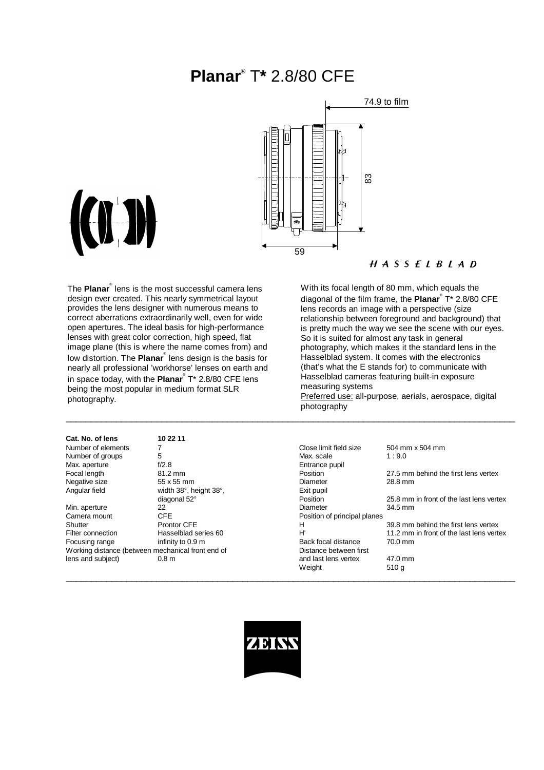# **Planar**® T* 2.8/80 CFE

74.9 to film

83

59

HASSELBLAD

The **Planar**® lens is the most successful camera lens design ever created. This nearly symmetrical layout provides the lens designer with numerous means to correct aberrations extraordinarily well, even for wide open apertures. The ideal basis for high-performance lenses with great color correction, high speed, flat image plane (this is where the name comes from) and low distortion. The **Planar**® lens design is the basis for nearly all professional 'workhorse' lenses on earth and in space today, with the **Planar**® T* 2.8/80 CFE lens being the most popular in medium format SLR photography.

With its focal length of 80 mm, which equals the diagonal of the film frame, the **Planar**® T* 2.8/80 CFE lens records an image with a perspective (size relationship between foreground and background) that is pretty much the way we see the scene with our eyes. So it is suited for almost any task in general photography, which makes it the standard lens in the Hasselblad system. It comes with the electronics (that's what the E stands for) to communicate with Hasselblad cameras featuring built-in exposure measuring systems

Preferred use: all-purpose, aerials, aerospace, digital photography

| **Cat. No. of lens** | **10 22 11** |
|---|---|
| Number of elements | 7 |
| Number of groups | 5 |
| Max. aperture | f/2.8 |
| Focal length | 81.2 mm |
| Negative size | 55 x 55 mm |
| Angular field | width 38°, height 38°, diagonal 52° |
| Min. aperture | 22 |
| Camera mount | CFE |
| Shutter | Prontor CFE |
| Filter connection | Hasselblad series 60 |
| Focusing range | infinity to 0.9 m |
| Working distance (between mechanical front end of lens and subject) | 0.8 m |

| | |
|---|---|
| Close limit field size | 504 mm x 504 mm |
| Max. scale | 1 : 9.0 |
| Entrance pupil | |
| Position | 27.5 mm behind the first lens vertex |
| Diameter | 28.8 mm |
| Exit pupil | |
| Position | 25.8 mm in front of the last lens vertex |
| Diameter | 34.5 mm |
| Position of principal planes | |
| H | 39.8 mm behind the first lens vertex |
| H' | 11.2 mm in front of the last lens vertex |
| Back focal distance | 70.0 mm |
| Distance between first and last lens vertex | 47.0 mm |
| Weight | 510 g |

ZEISS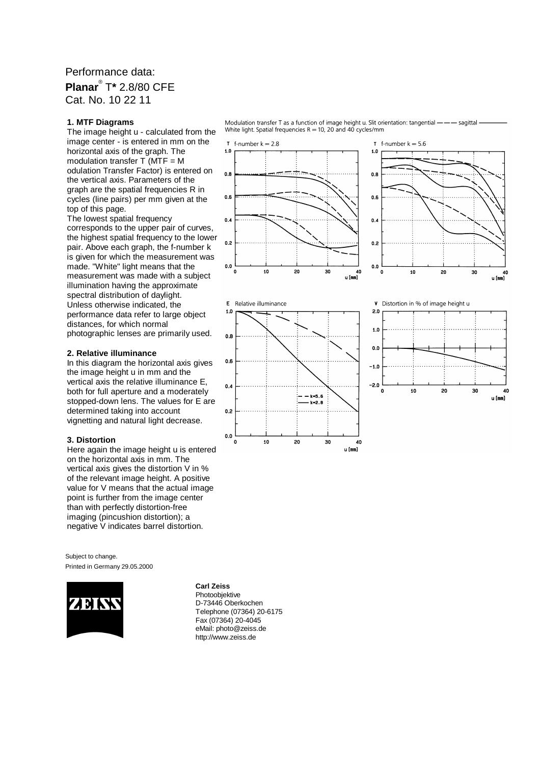Performance data:

**Planar**® T* 2.8/80 CFE

Cat. No. 10 22 11

### 1. MTF Diagrams

The image height u - calculated from the image center - is entered in mm on the horizontal axis of the graph. The modulation transfer T (MTF = Modulation Transfer Factor) is entered on the vertical axis. Parameters of the graph are the spatial frequencies R in cycles (line pairs) per mm given at the top of this page.
The lowest spatial frequency corresponds to the upper pair of curves, the highest spatial frequency to the lower pair. Above each graph, the f-number k is given for which the measurement was made. "White" light means that the measurement was made with a subject illumination having the approximate spectral distribution of daylight.
Unless otherwise indicated, the performance data refer to large object distances, for which normal photographic lenses are primarily used.

### 2. Relative illuminance

In this diagram the horizontal axis gives the image height u in mm and the vertical axis the relative illuminance E, both for full aperture and a moderately stopped-down lens. The values for E are determined taking into account vignetting and natural light decrease.

### 3. Distortion

Here again the image height u is entered on the horizontal axis in mm. The vertical axis gives the distortion V in % of the relevant image height. A positive value for V means that the actual image point is further from the image center than with perfectly distortion-free imaging (pincushion distortion); a negative V indicates barrel distortion.

Modulation transfer T as a function of image height u. Slit orientation: tangential — — — sagittal ———
White light. Spatial frequencies R = 10, 20 and 40 cycles/mm

T f-number k = 2.8

1.0
0.8
0.6
0.4
0.2
0.0
0 10 20 30 40
u [mm]

T f-number k = 5.6

1.0
0.8
0.6
0.4
0.2
0.0
0 10 20 30 40
u [mm]

E Relative illuminance

1.0
0.8
0.6
0.4
0.2
0.0
0 10 20 30 40
u [mm]

k=5.6
k=2.8

V Distortion in % of image height u

2.0
1.0
0.0
−1.0
−2.0
0 10 20 30 40
u [mm]

Subject to change.
Printed in Germany 29.05.2000

ZEISS

**Carl Zeiss**
Photoobjektive
D-73446 Oberkochen
Telephone (07364) 20-6175
Fax (07364) 20-4045
eMail: photo@zeiss.de
http://www.zeiss.de